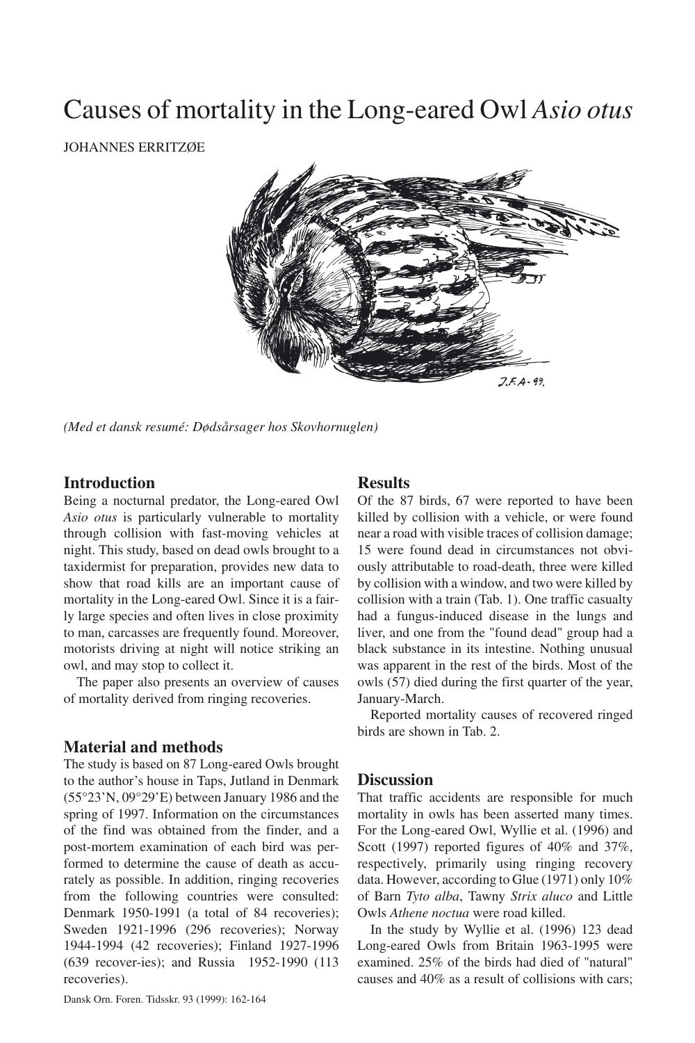# Causes of mortality in the Long-eared Owl *Asio otus*

JOHANNES ERRITZØE

*(Med et dansk resumé: Dødsårsager hos Skovhornuglen)*

## Introduction

Being a nocturnal predator, the Long-eared Owl *Asio otus* is particularly vulnerable to mortality through collision with fast-moving vehicles at night. This study, based on dead owls brought to a taxidermist for preparation, provides new data to show that road kills are an important cause of mortality in the Long-eared Owl. Since it is a fairly large species and often lives in close proximity to man, carcasses are frequently found. Moreover, motorists driving at night will notice striking an owl, and may stop to collect it.

The paper also presents an overview of causes of mortality derived from ringing recoveries.

## Material and methods

The study is based on 87 Long-eared Owls brought to the author's house in Taps, Jutland in Denmark (55°23'N, 09°29'E) between January 1986 and the spring of 1997. Information on the circumstances of the find was obtained from the finder, and a post-mortem examination of each bird was performed to determine the cause of death as accurately as possible. In addition, ringing recoveries from the following countries were consulted: Denmark 1950-1991 (a total of 84 recoveries); Sweden 1921-1996 (296 recoveries); Norway 1944-1994 (42 recoveries); Finland 1927-1996 (639 recoveries); and Russia 1952-1990 (113 recoveries).

## Results

Of the 87 birds, 67 were reported to have been killed by collision with a vehicle, or were found near a road with visible traces of collision damage; 15 were found dead in circumstances not obviously attributable to road-death, three were killed by collision with a window, and two were killed by collision with a train (Tab. 1). One traffic casualty had a fungus-induced disease in the lungs and liver, and one from the "found dead" group had a black substance in its intestine. Nothing unusual was apparent in the rest of the birds. Most of the owls (57) died during the first quarter of the year, January-March.

Reported mortality causes of recovered ringed birds are shown in Tab. 2.

## Discussion

That traffic accidents are responsible for much mortality in owls has been asserted many times. For the Long-eared Owl, Wyllie et al. (1996) and Scott (1997) reported figures of 40% and 37%, respectively, primarily using ringing recovery data. However, according to Glue (1971) only 10% of Barn *Tyto alba*, Tawny *Strix aluco* and Little Owls *Athene noctua* were road killed.

In the study by Wyllie et al. (1996) 123 dead Long-eared Owls from Britain 1963-1995 were examined. 25% of the birds had died of "natural" causes and 40% as a result of collisions with cars;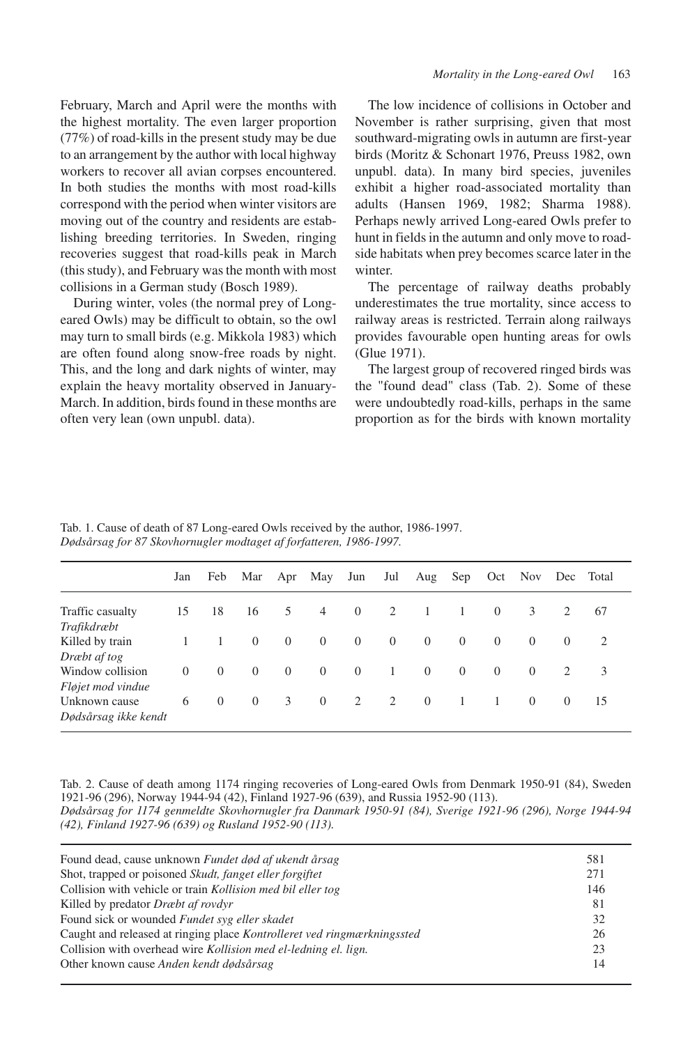February, March and April were the months with the highest mortality. The even larger proportion (77%) of road-kills in the present study may be due to an arrangement by the author with local highway workers to recover all avian corpses encountered. In both studies the months with most road-kills correspond with the period when winter visitors are moving out of the country and residents are establishing breeding territories. In Sweden, ringing recoveries suggest that road-kills peak in March (this study), and February was the month with most collisions in a German study (Bosch 1989).

During winter, voles (the normal prey of Long-eared Owls) may be difficult to obtain, so the owl may turn to small birds (e.g. Mikkola 1983) which are often found along snow-free roads by night. This, and the long and dark nights of winter, may explain the heavy mortality observed in January-March. In addition, birds found in these months are often very lean (own unpubl. data).

The low incidence of collisions in October and November is rather surprising, given that most southward-migrating owls in autumn are first-year birds (Moritz & Schonart 1976, Preuss 1982, own unpubl. data). In many bird species, juveniles exhibit a higher road-associated mortality than adults (Hansen 1969, 1982; Sharma 1988). Perhaps newly arrived Long-eared Owls prefer to hunt in fields in the autumn and only move to roadside habitats when prey becomes scarce later in the winter.

The percentage of railway deaths probably underestimates the true mortality, since access to railway areas is restricted. Terrain along railways provides favourable open hunting areas for owls (Glue 1971).

The largest group of recovered ringed birds was the "found dead" class (Tab. 2). Some of these were undoubtedly road-kills, perhaps in the same proportion as for the birds with known mortality

Tab. 1. Cause of death of 87 Long-eared Owls received by the author, 1986-1997.
*Dødsårsag for 87 Skovhornugler modtaget af forfatteren, 1986-1997.*

| | Jan | Feb | Mar | Apr | May | Jun | Jul | Aug | Sep | Oct | Nov | Dec | Total |
|---|---|---|---|---|---|---|---|---|---|---|---|---|---|
| Traffic casualty *Trafikdræbt* | 15 | 18 | 16 | 5 | 4 | 0 | 2 | 1 | 1 | 0 | 3 | 2 | 67 |
| Killed by train *Dræbt af tog* | 1 | 1 | 0 | 0 | 0 | 0 | 0 | 0 | 0 | 0 | 0 | 0 | 2 |
| Window collision *Fløjet mod vindue* | 0 | 0 | 0 | 0 | 0 | 0 | 1 | 0 | 0 | 0 | 0 | 2 | 3 |
| Unknown cause *Dødsårsag ikke kendt* | 6 | 0 | 0 | 3 | 0 | 2 | 2 | 0 | 1 | 1 | 0 | 0 | 15 |

Tab. 2. Cause of death among 1174 ringing recoveries of Long-eared Owls from Denmark 1950-91 (84), Sweden 1921-96 (296), Norway 1944-94 (42), Finland 1927-96 (639), and Russia 1952-90 (113).
*Dødsårsag for 1174 genmeldte Skovhornugler fra Danmark 1950-91 (84), Sverige 1921-96 (296), Norge 1944-94 (42), Finland 1927-96 (639) og Rusland 1952-90 (113).*

| | |
|---|---|
| Found dead, cause unknown *Fundet død af ukendt årsag* | 581 |
| Shot, trapped or poisoned *Skudt, fanget eller forgiftet* | 271 |
| Collision with vehicle or train *Kollision med bil eller tog* | 146 |
| Killed by predator *Dræbt af rovdyr* | 81 |
| Found sick or wounded *Fundet syg eller skadet* | 32 |
| Caught and released at ringing place *Kontrolleret ved ringmærkningssted* | 26 |
| Collision with overhead wire *Kollision med el-ledning el. lign.* | 23 |
| Other known cause *Anden kendt dødsårsag* | 14 |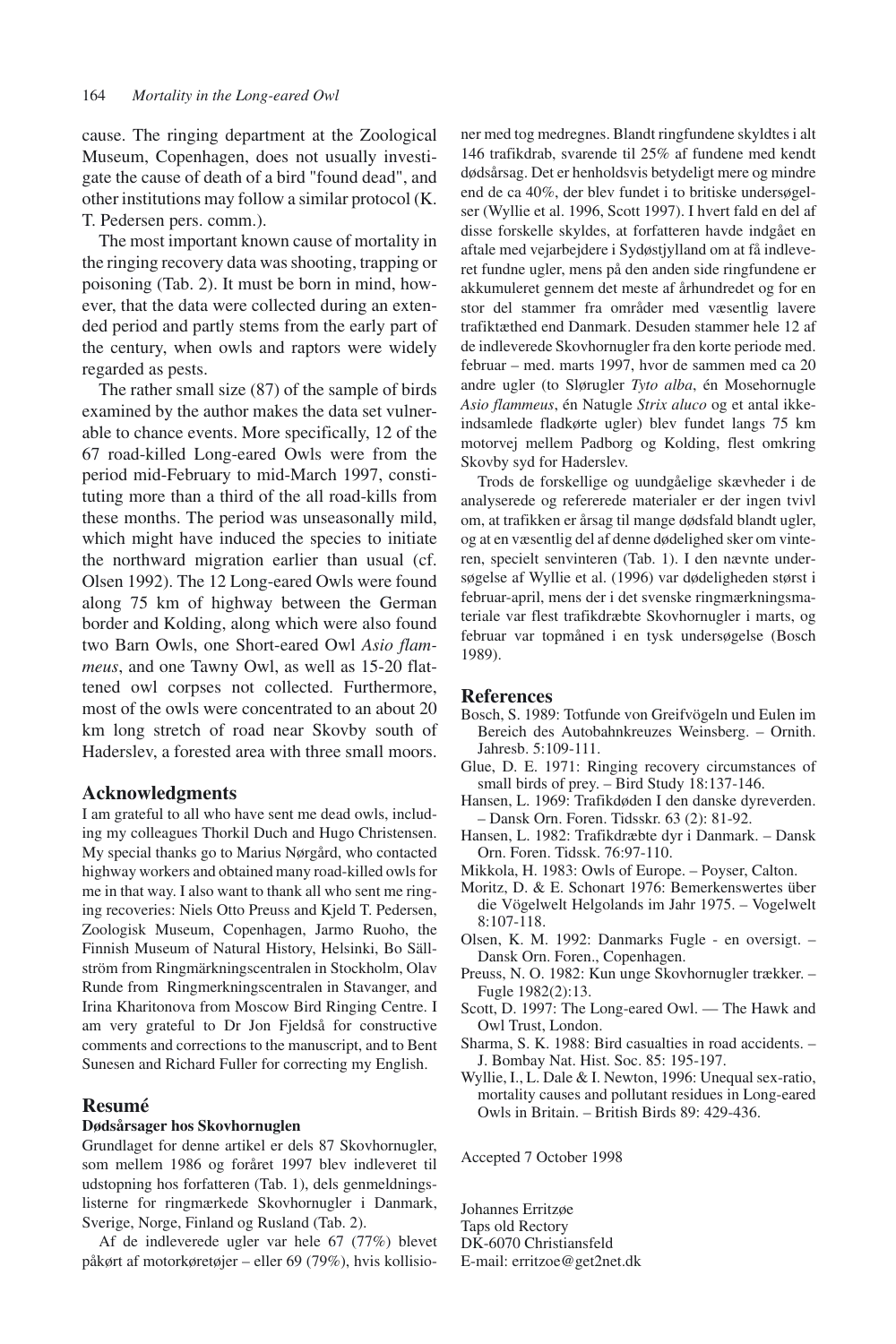cause. The ringing department at the Zoological Museum, Copenhagen, does not usually investigate the cause of death of a bird "found dead", and other institutions may follow a similar protocol (K. T. Pedersen pers. comm.).

The most important known cause of mortality in the ringing recovery data was shooting, trapping or poisoning (Tab. 2). It must be born in mind, however, that the data were collected during an extended period and partly stems from the early part of the century, when owls and raptors were widely regarded as pests.

The rather small size (87) of the sample of birds examined by the author makes the data set vulnerable to chance events. More specifically, 12 of the 67 road-killed Long-eared Owls were from the period mid-February to mid-March 1997, constituting more than a third of the all road-kills from these months. The period was unseasonally mild, which might have induced the species to initiate the northward migration earlier than usual (cf. Olsen 1992). The 12 Long-eared Owls were found along 75 km of highway between the German border and Kolding, along which were also found two Barn Owls, one Short-eared Owl *Asio flammeus*, and one Tawny Owl, as well as 15-20 flattened owl corpses not collected. Furthermore, most of the owls were concentrated to an about 20 km long stretch of road near Skovby south of Haderslev, a forested area with three small moors.

## Acknowledgments

I am grateful to all who have sent me dead owls, including my colleagues Thorkil Duch and Hugo Christensen. My special thanks go to Marius Nørgård, who contacted highway workers and obtained many road-killed owls for me in that way. I also want to thank all who sent me ringing recoveries: Niels Otto Preuss and Kjeld T. Pedersen, Zoologisk Museum, Copenhagen, Jarmo Ruoho, the Finnish Museum of Natural History, Helsinki, Bo Sällström from Ringmärkningscentralen in Stockholm, Olav Runde from Ringmerkningscentralen in Stavanger, and Irina Kharitonova from Moscow Bird Ringing Centre. I am very grateful to Dr Jon Fjeldså for constructive comments and corrections to the manuscript, and to Bent Sunesen and Richard Fuller for correcting my English.

## Resumé

### Dødsårsager hos Skovhornuglen

Grundlaget for denne artikel er dels 87 Skovhornugler, som mellem 1986 og foråret 1997 blev indleveret til udstopning hos forfatteren (Tab. 1), dels genmeldningslisterne for ringmærkede Skovhornugler i Danmark, Sverige, Norge, Finland og Rusland (Tab. 2).

Af de indleverede ugler var hele 67 (77%) blevet påkørt af motorkøretøjer – eller 69 (79%), hvis kollisioner med tog medregnes. Blandt ringfundene skyldtes i alt 146 trafikdrab, svarende til 25% af fundene med kendt dødsårsag. Det er henholdsvis betydeligt mere og mindre end de ca 40%, der blev fundet i to britiske undersøgelser (Wyllie et al. 1996, Scott 1997). I hvert fald en del af disse forskelle skyldes, at forfatteren havde indgået en aftale med vejarbejdere i Sydøstjylland om at få indleveret fundne ugler, mens på den anden side ringfundene er akkumuleret gennem det meste af århundredet og for en stor del stammer fra områder med væsentlig lavere trafiktæthed end Danmark. Desuden stammer hele 12 af de indleverede Skovhornugler fra den korte periode med. februar – med. marts 1997, hvor de sammen med ca 20 andre ugler (to Slørugler *Tyto alba*, én Mosehornugle *Asio flammeus*, én Natugle *Strix aluco* og et antal ikke-indsamlede fladkørte ugler) blev fundet langs 75 km motorvej mellem Padborg og Kolding, flest omkring Skovby syd for Haderslev.

Trods de forskellige og uundgåelige skævheder i de analyserede og refererede materialer er der ingen tvivl om, at trafikken er årsag til mange dødsfald blandt ugler, og at en væsentlig del af denne dødelighed sker om vinteren, specielt senvinteren (Tab. 1). I den nævnte undersøgelse af Wyllie et al. (1996) var dødeligheden størst i februar-april, mens der i det svenske ringmærkningsmateriale var flest trafikdræbte Skovhornugler i marts, og februar var topmåned i en tysk undersøgelse (Bosch 1989).

## References

Bosch, S. 1989: Totfunde von Greifvögeln und Eulen im Bereich des Autobahnkreuzes Weinsberg. – Ornith. Jahresb. 5:109-111.

Glue, D. E. 1971: Ringing recovery circumstances of small birds of prey. – Bird Study 18:137-146.

Hansen, L. 1969: Trafikdøden I den danske dyreverden. – Dansk Orn. Foren. Tidsskr. 63 (2): 81-92.

Hansen, L. 1982: Trafikdræbte dyr i Danmark. – Dansk Orn. Foren. Tidssk. 76:97-110.

Mikkola, H. 1983: Owls of Europe. – Poyser, Calton.

Moritz, D. & E. Schonart 1976: Bemerkenswertes über die Vögelwelt Helgolands im Jahr 1975. – Vogelwelt 8:107-118.

Olsen, K. M. 1992: Danmarks Fugle - en oversigt. – Dansk Orn. Foren., Copenhagen.

Preuss, N. O. 1982: Kun unge Skovhornugler trækker. – Fugle 1982(2):13.

Scott, D. 1997: The Long-eared Owl. — The Hawk and Owl Trust, London.

Sharma, S. K. 1988: Bird casualties in road accidents. – J. Bombay Nat. Hist. Soc. 85: 195-197.

Wyllie, I., L. Dale & I. Newton, 1996: Unequal sex-ratio, mortality causes and pollutant residues in Long-eared Owls in Britain. – British Birds 89: 429-436.

Accepted 7 October 1998

Johannes Erritzøe
Taps old Rectory
DK-6070 Christiansfeld
E-mail: erritzoe@get2net.dk